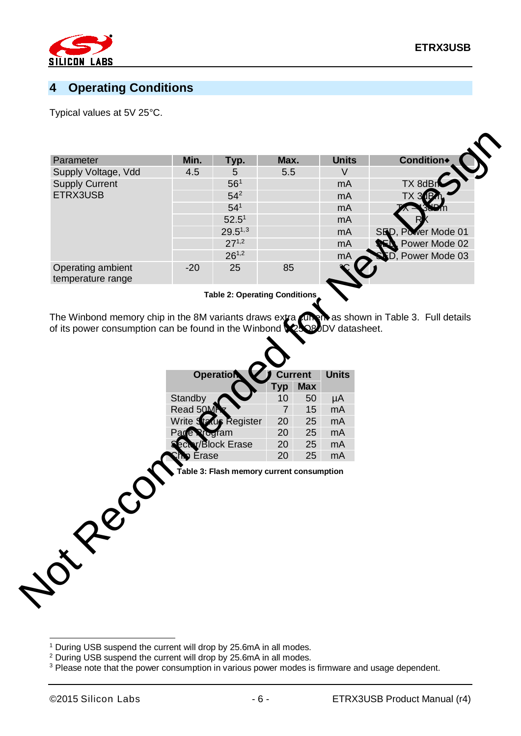# 4 Operating Conditions

Typical values at 5V 25°C.

| Parameter | Min. | Typ. | Max. | Units | Condition◆ |
|---|---|---|---|---|---|
| Supply Voltage, Vdd | 4.5 | 5 | 5.5 | V | |
| Supply Current ETRX3USB | | 56[1] | | mA | TX 8dBm |
| | | 54[2] | | mA | TX 3dBm |
| | | 54[1] | | mA | TX -43dBm |
| | | 52.5[1] | | mA | RX |
| | | 29.5[1,3] | | mA | SED, Power Mode 01 |
| | | 27[1,2] | | mA | SED, Power Mode 02 |
| | | 26[1,2] | | mA | SED, Power Mode 03 |
| Operating ambient temperature range | -20 | 25 | 85 | °C | |

**Table 2: Operating Conditions**

The Winbond memory chip in the 8M variants draws extra current as shown in Table 3. Full details of its power consumption can be found in the Winbond W25Q80DV datasheet.

| Operation | Current | | Units |
|---|---|---|---|
| | Typ | Max | |
| Standby | 10 | 50 | µA |
| Read 50MHz | 7 | 15 | mA |
| Write Status Register | 20 | 25 | mA |
| Page Program | 20 | 25 | mA |
| Sector/Block Erase | 20 | 25 | mA |
| Chip Erase | 20 | 25 | mA |

**Table 3: Flash memory current consumption**

Not Recommended for New Design

[1] During USB suspend the current will drop by 25.6mA in all modes.
[2] During USB suspend the current will drop by 25.6mA in all modes.
[3] Please note that the power consumption in various power modes is firmware and usage dependent.